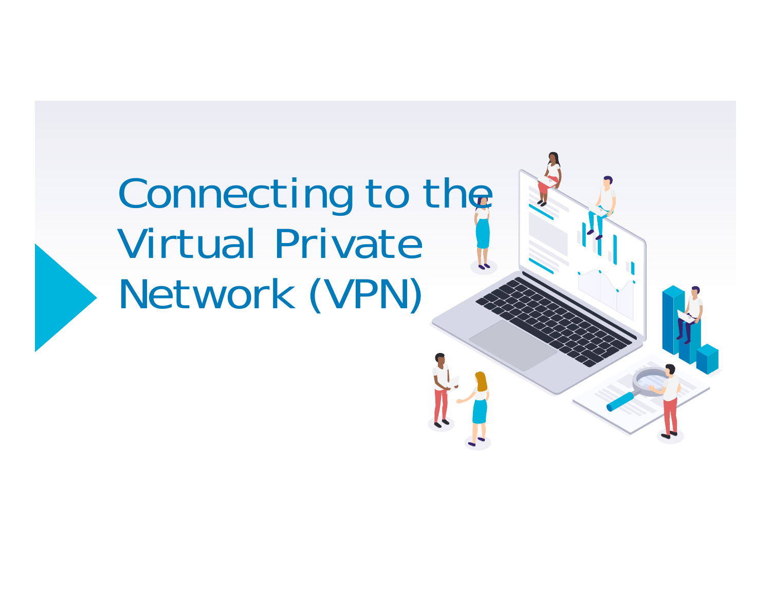# Connecting to the Virtual Private Network (VPN)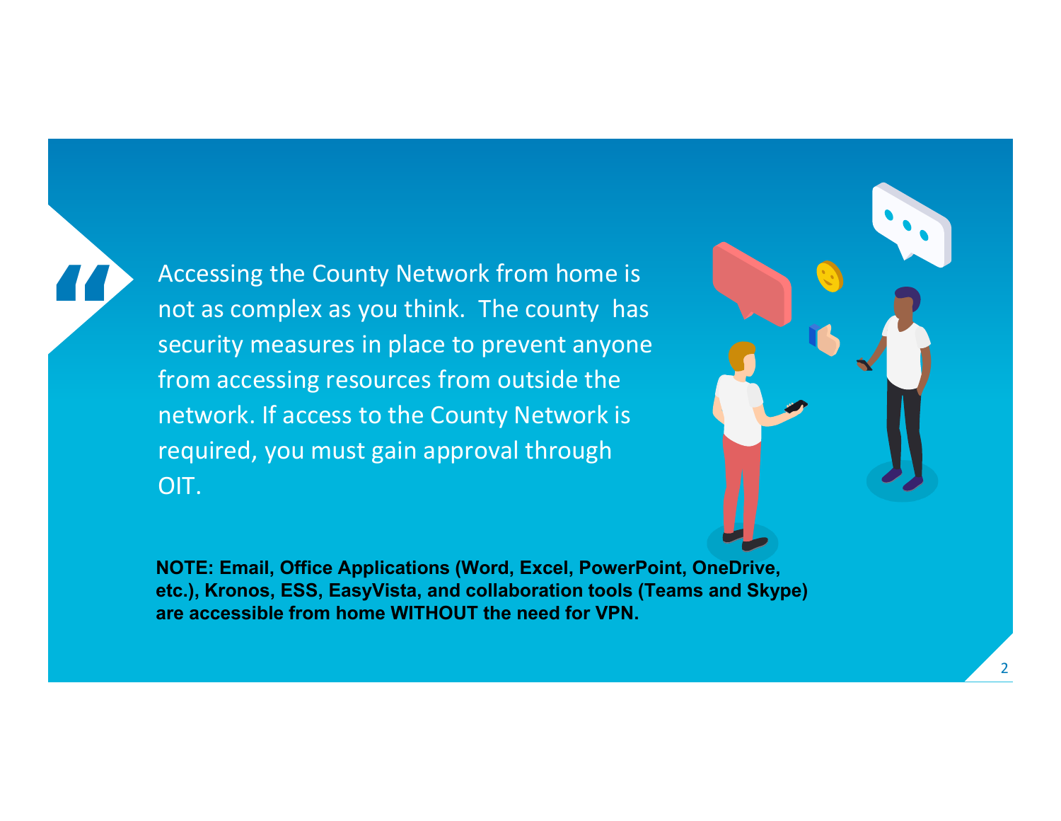Accessing the County Network from home is not as complex as you think. The county has security measures in place to prevent anyone from accessing resources from outside the network. If access to the County Network is required, you must gain approval through OIT.

**NOTE: Email, Office Applications (Word, Excel, PowerPoint, OneDrive, etc.), Kronos, ESS, EasyVista, and collaboration tools (Teams and Skype) are accessible from home WITHOUT the need for VPN.**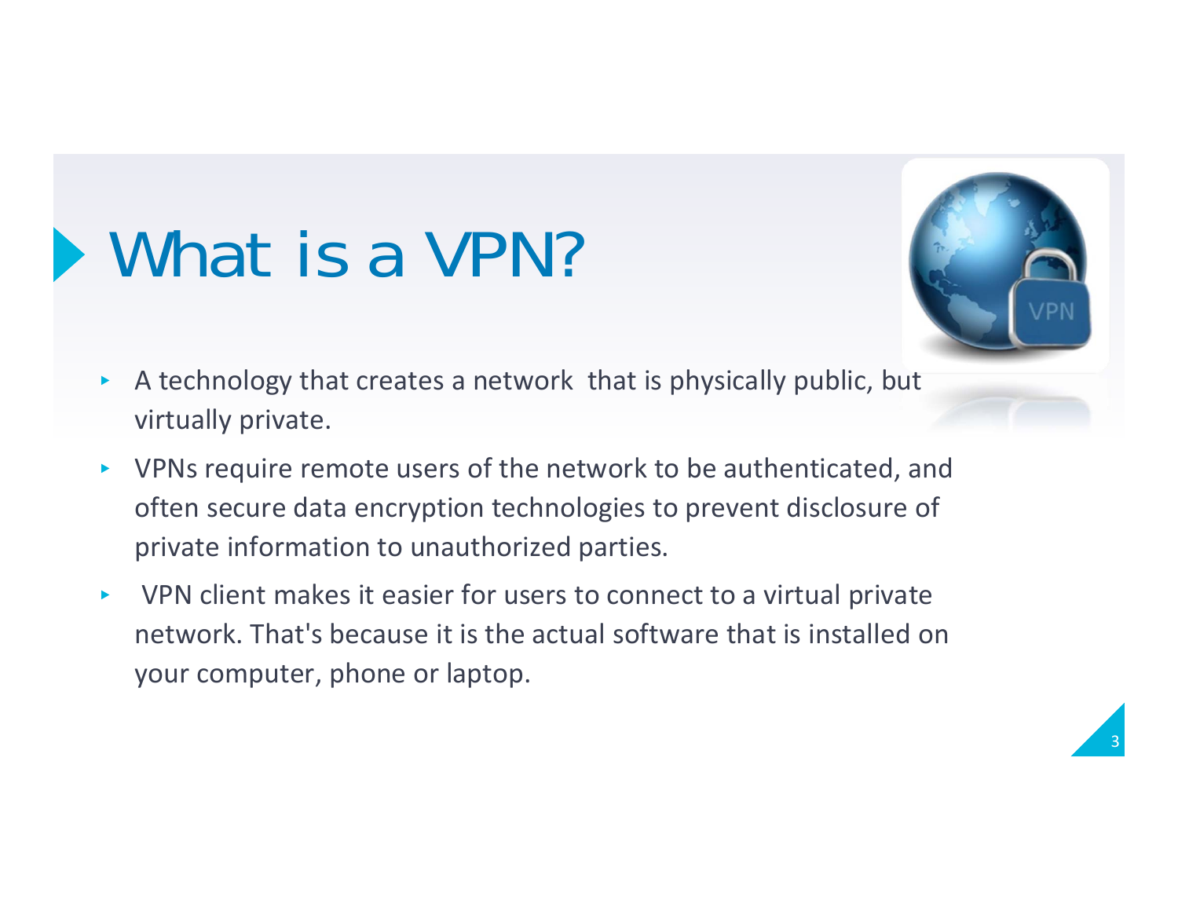# What is a VPN?

- A technology that creates a network that is physically public, but virtually private.
- VPNs require remote users of the network to be authenticated, and often secure data encryption technologies to prevent disclosure of private information to unauthorized parties.
- VPN client makes it easier for users to connect to a virtual private network. That's because it is the actual software that is installed on your computer, phone or laptop.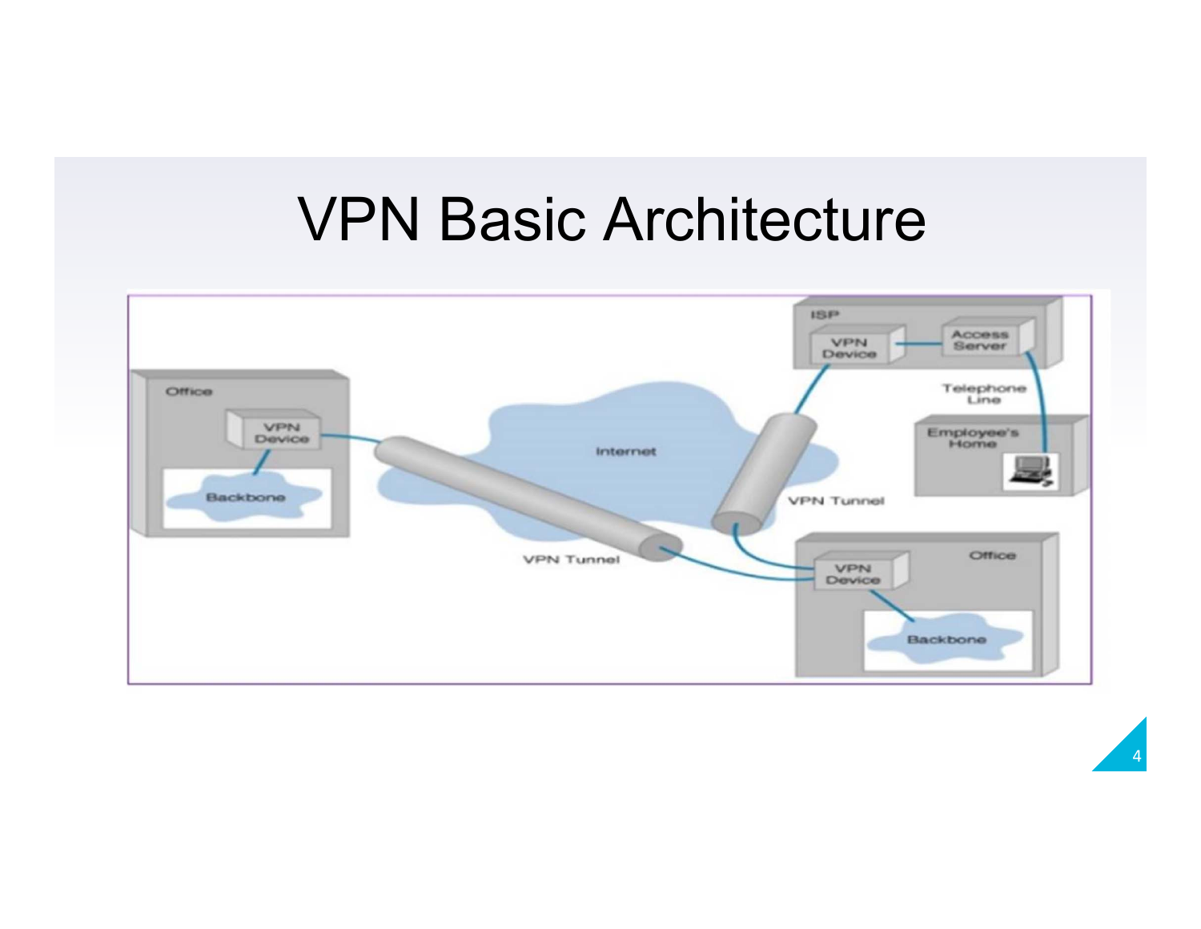# VPN Basic Architecture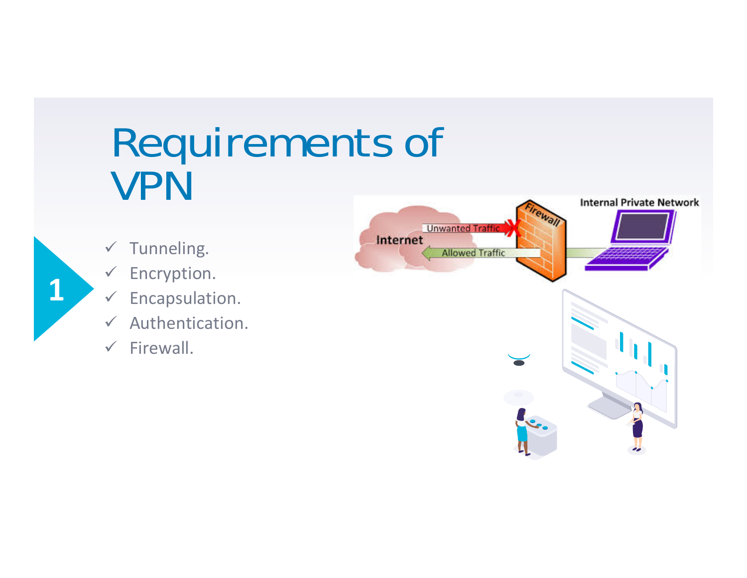# Requirements of VPN

1

- ✓ Tunneling.
- ✓ Encryption.
- ✓ Encapsulation.
- ✓ Authentication.
- ✓ Firewall.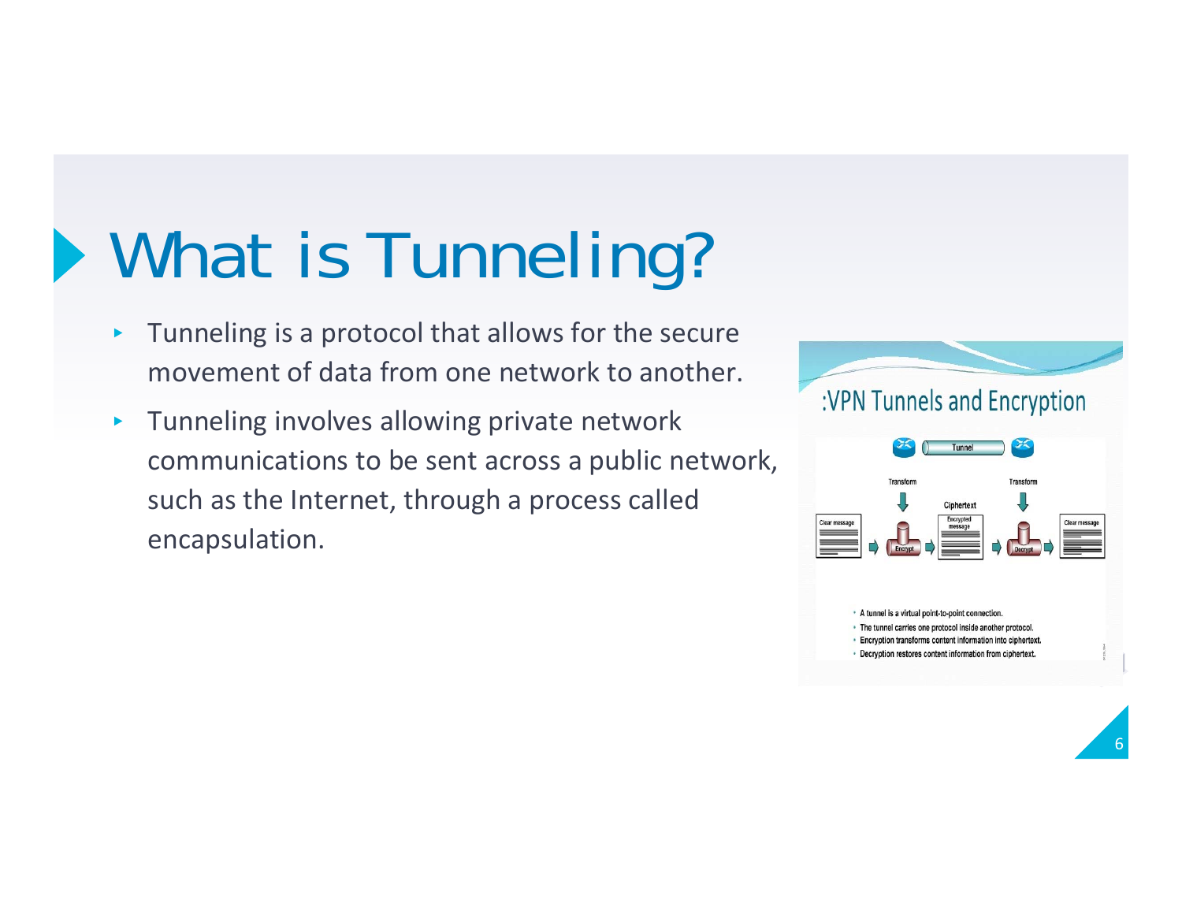# What is Tunneling?

- Tunneling is a protocol that allows for the secure movement of data from one network to another.
- Tunneling involves allowing private network communications to be sent across a public network, such as the Internet, through a process called encapsulation.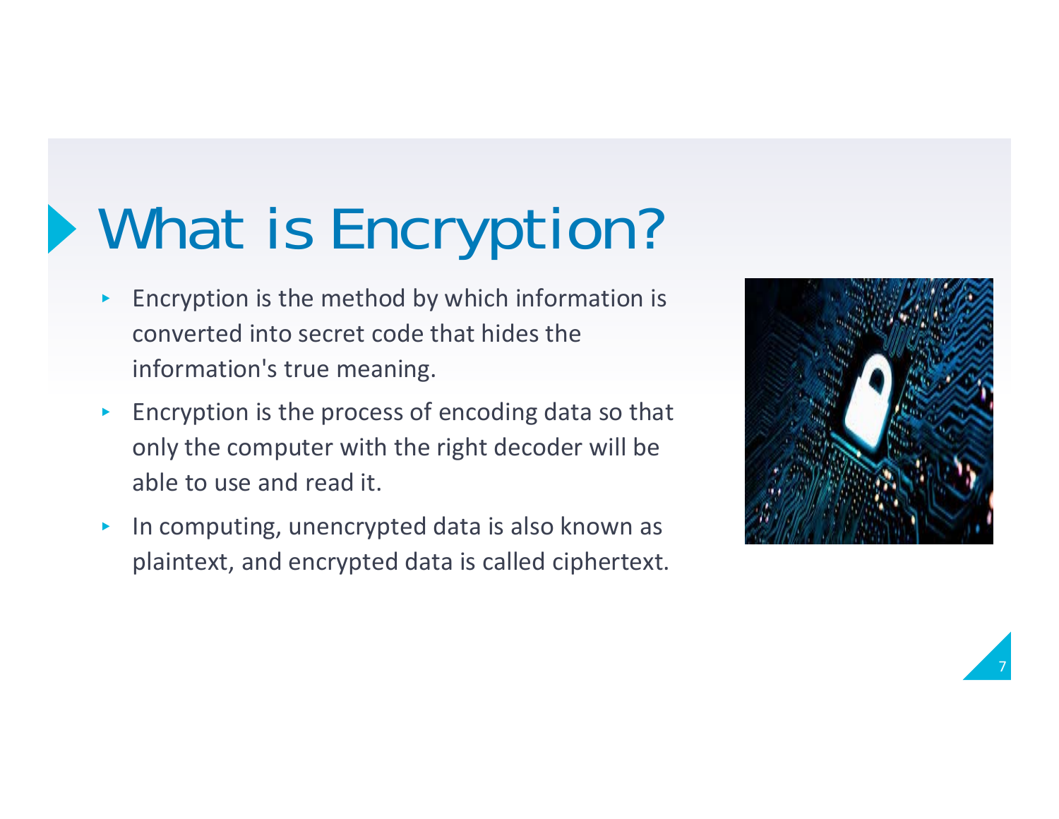# What is Encryption?

- Encryption is the method by which information is converted into secret code that hides the information's true meaning.
- Encryption is the process of encoding data so that only the computer with the right decoder will be able to use and read it.
- In computing, unencrypted data is also known as plaintext, and encrypted data is called ciphertext.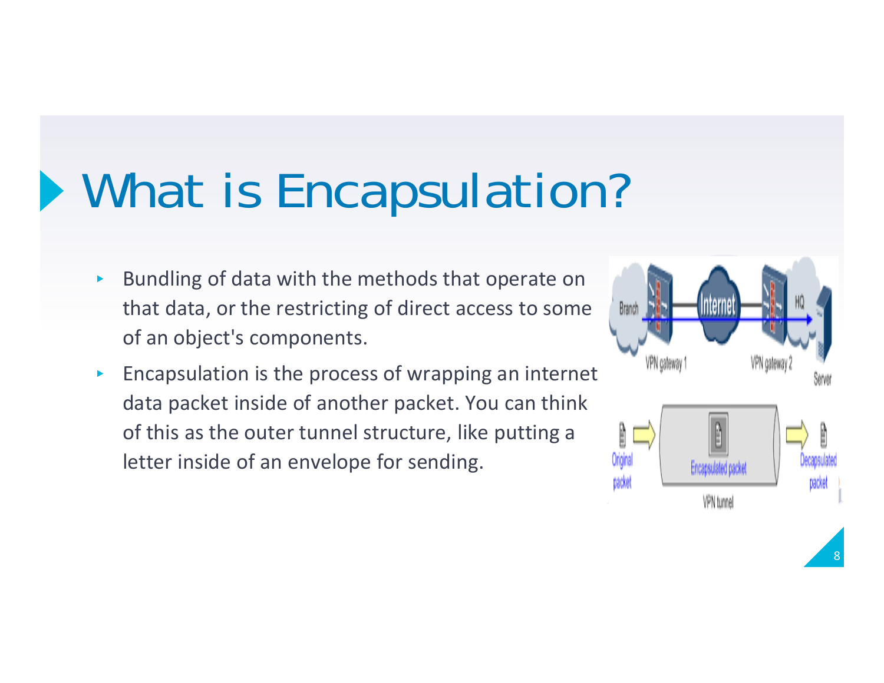# What is Encapsulation?

- Bundling of data with the methods that operate on that data, or the restricting of direct access to some of an object's components.
- Encapsulation is the process of wrapping an internet data packet inside of another packet. You can think of this as the outer tunnel structure, like putting a letter inside of an envelope for sending.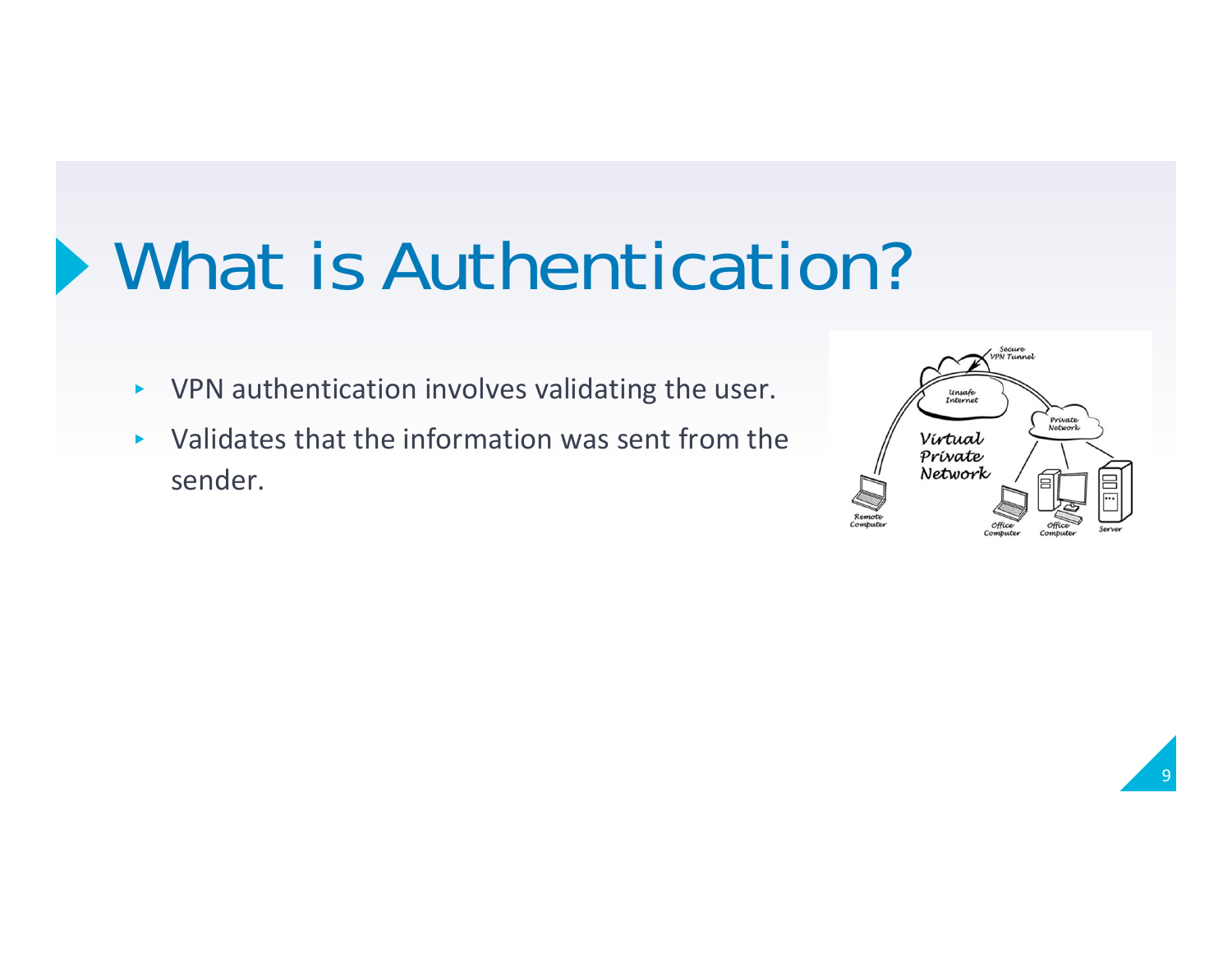# What is Authentication?

- VPN authentication involves validating the user.
- Validates that the information was sent from the sender.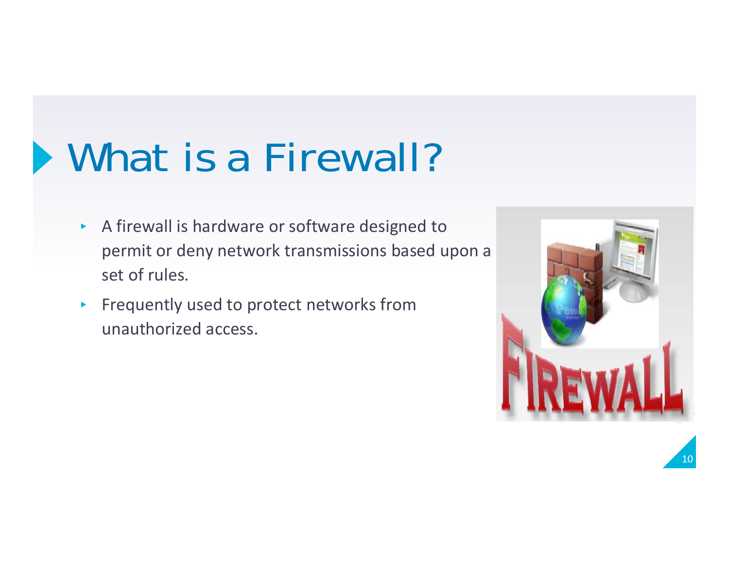# What is a Firewall?

- A firewall is hardware or software designed to permit or deny network transmissions based upon a set of rules.
- Frequently used to protect networks from unauthorized access.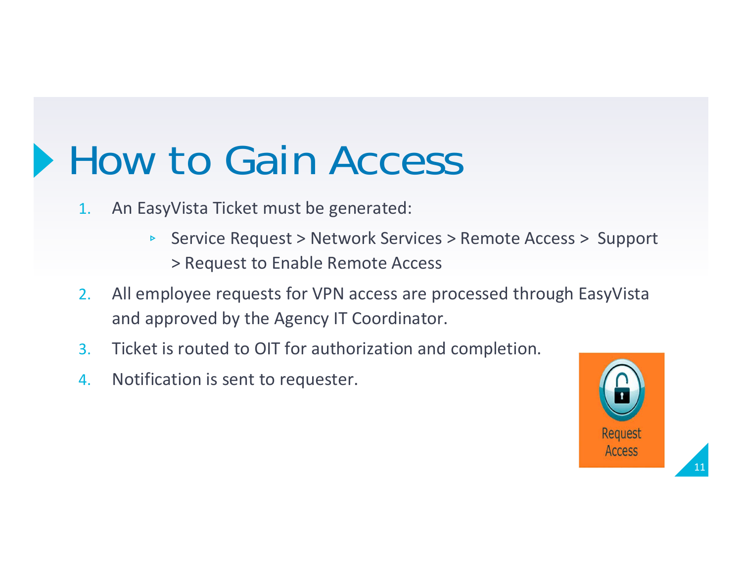# How to Gain Access

1. An EasyVista Ticket must be generated:
   - Service Request > Network Services > Remote Access > Support > Request to Enable Remote Access
2. All employee requests for VPN access are processed through EasyVista and approved by the Agency IT Coordinator.
3. Ticket is routed to OIT for authorization and completion.
4. Notification is sent to requester.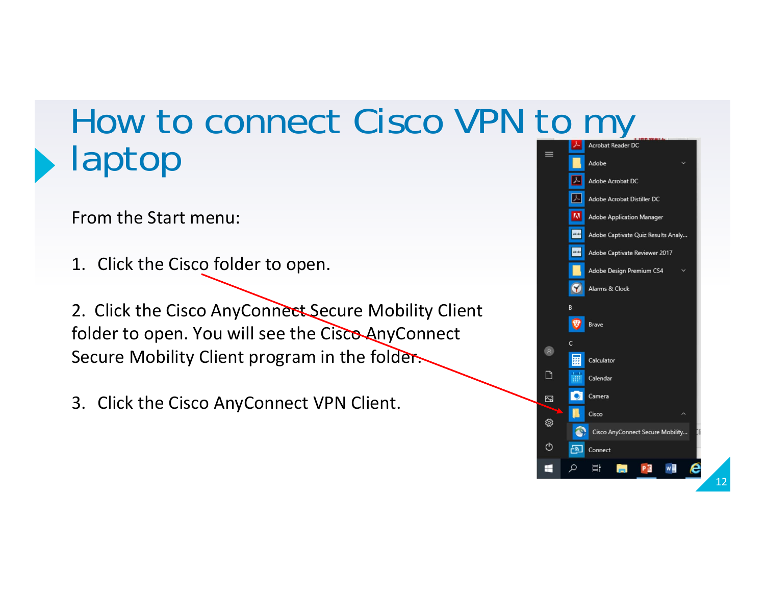# How to connect Cisco VPN to my laptop

From the Start menu:

1. Click the Cisco folder to open.

2. Click the Cisco AnyConnect Secure Mobility Client folder to open. You will see the Cisco AnyConnect Secure Mobility Client program in the folder.

3. Click the Cisco AnyConnect VPN Client.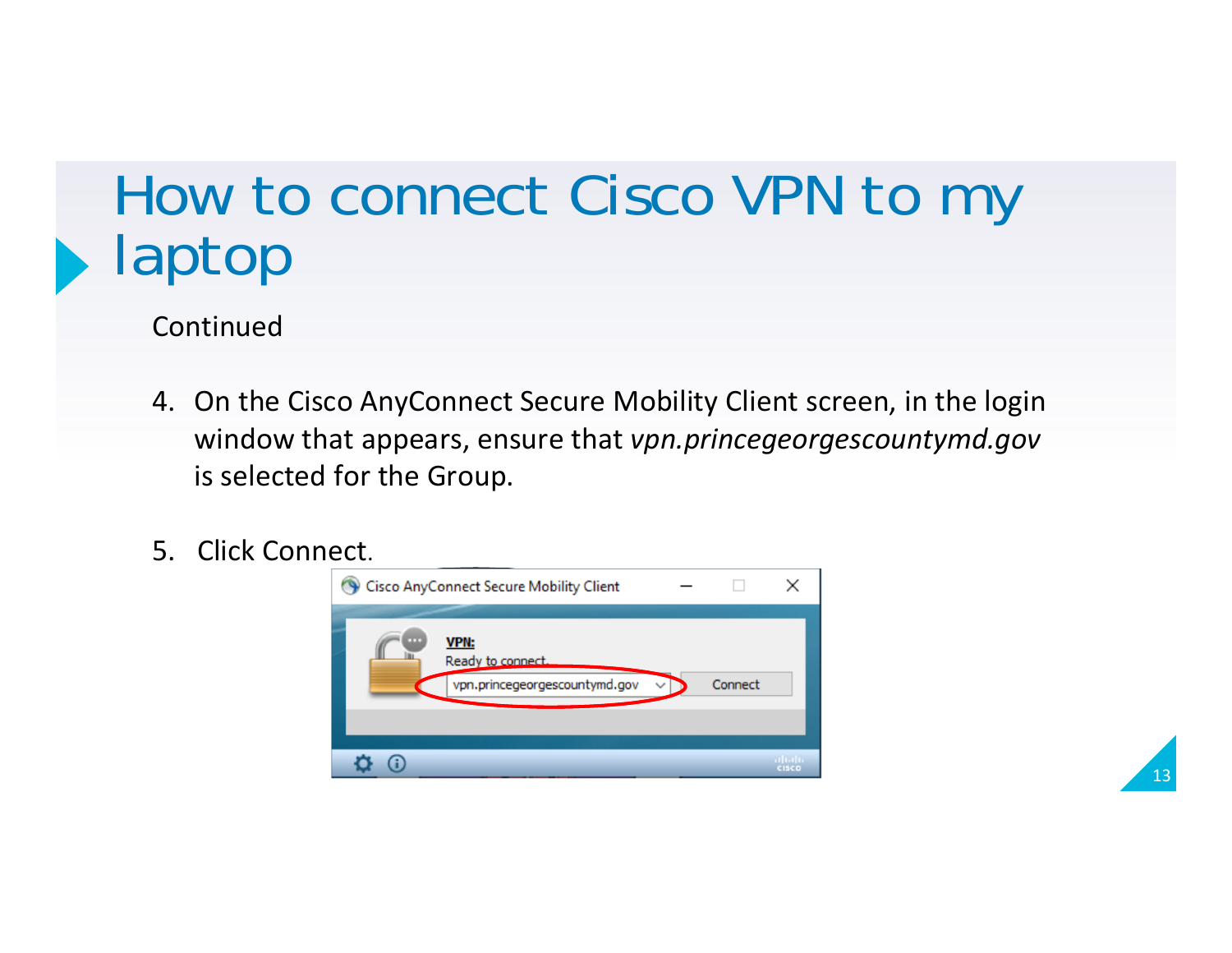# How to connect Cisco VPN to my laptop

Continued

4. On the Cisco AnyConnect Secure Mobility Client screen, in the login window that appears, ensure that *vpn.princegeorgescountymd.gov* is selected for the Group.

5. Click Connect.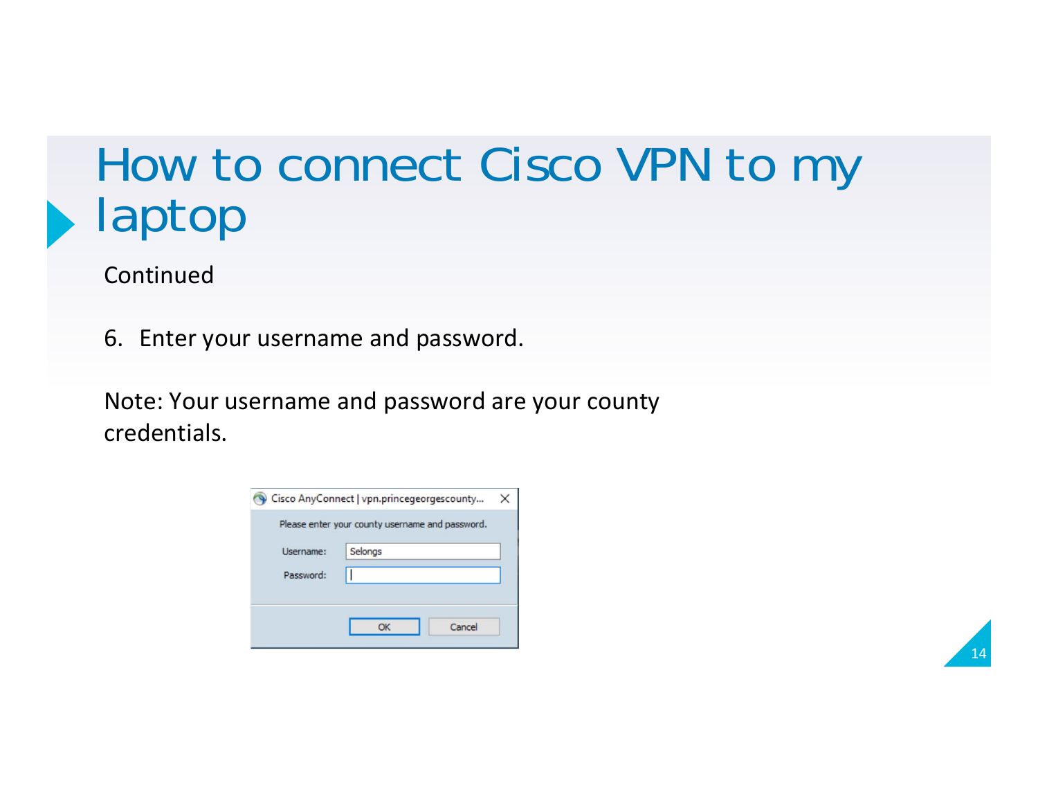# How to connect Cisco VPN to my laptop

Continued

6. Enter your username and password.

Note: Your username and password are your county credentials.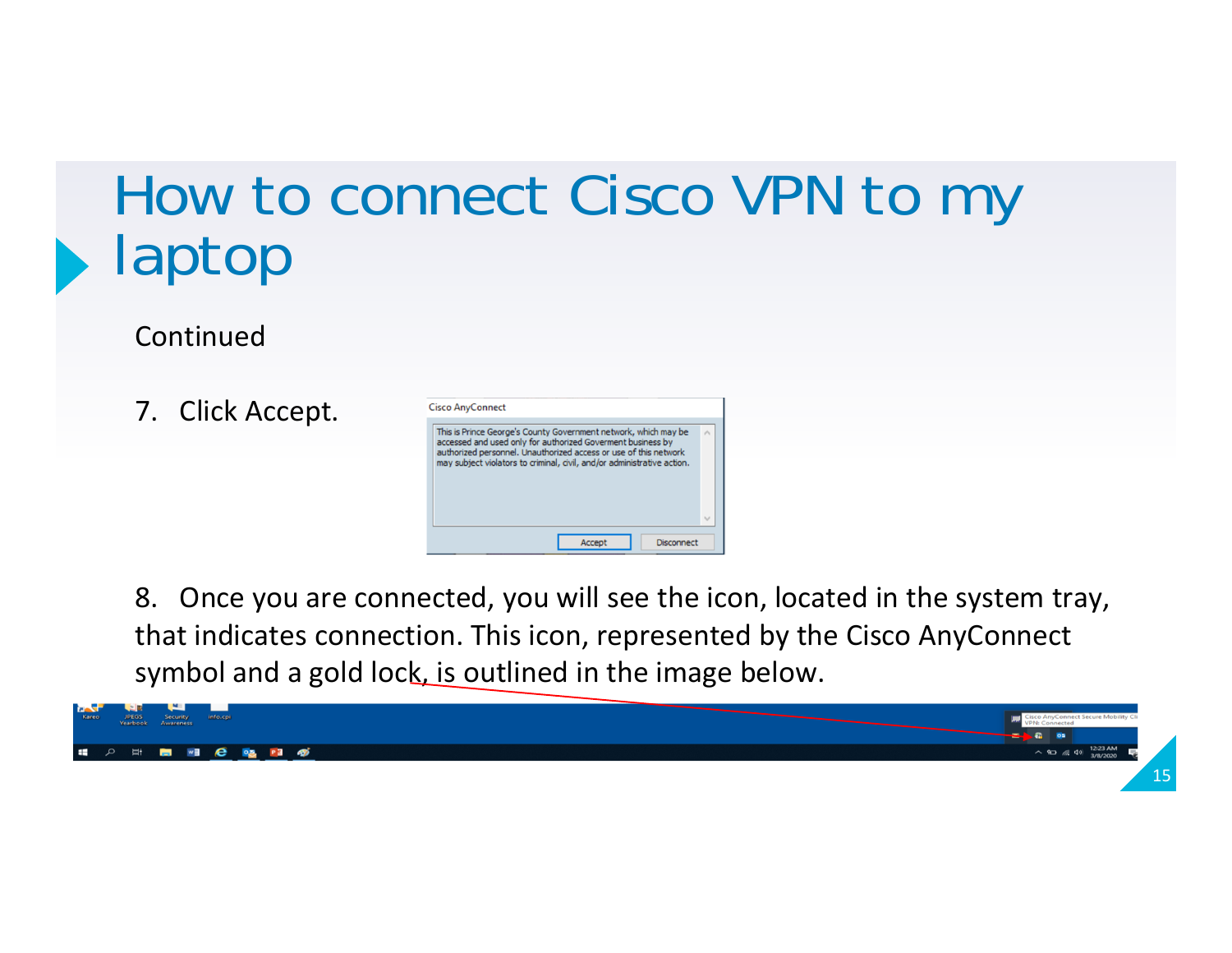# How to connect Cisco VPN to my laptop

Continued

7. Click Accept.

8. Once you are connected, you will see the icon, located in the system tray, that indicates connection. This icon, represented by the Cisco AnyConnect symbol and a gold lock, is outlined in the image below.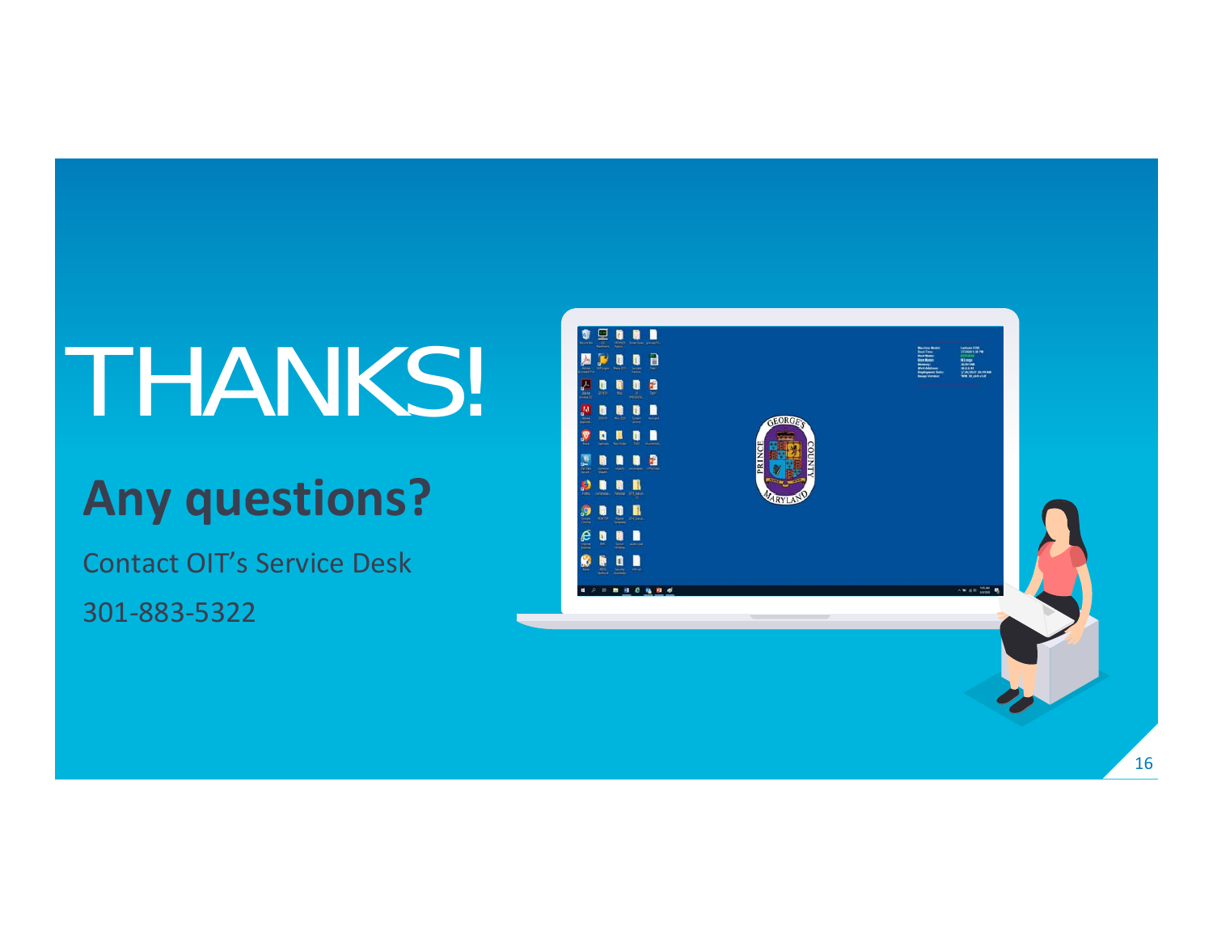# THANKS!

## Any questions?

Contact OIT's Service Desk

301-883-5322